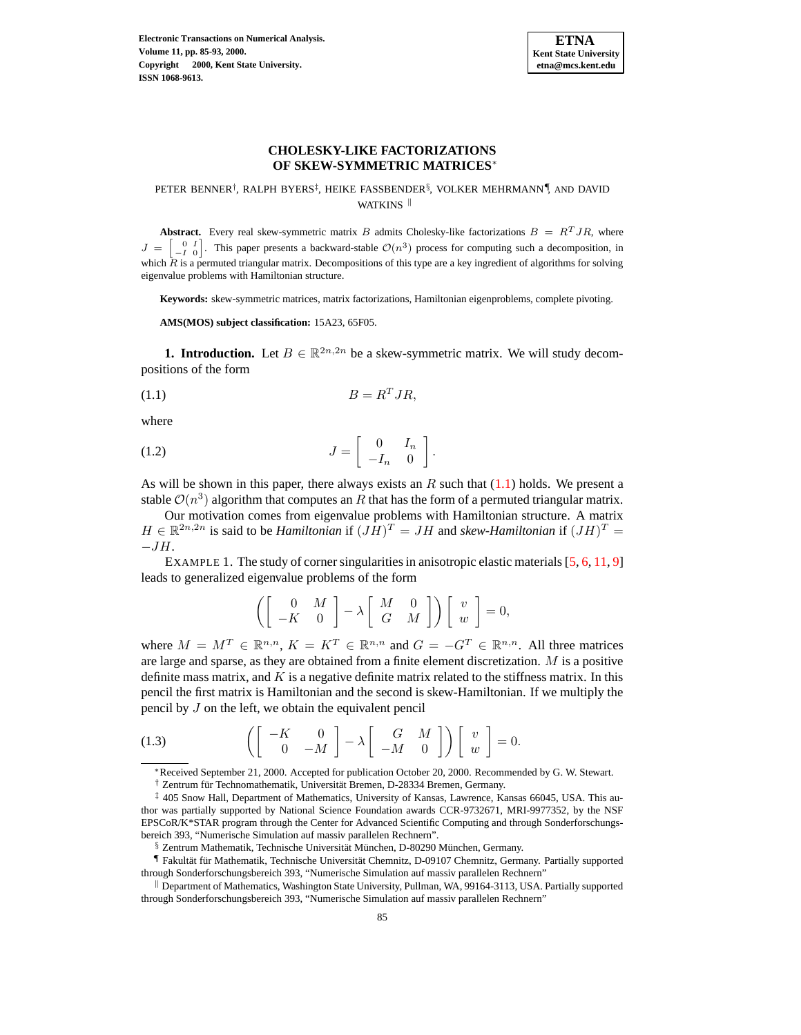# CHOLESKY-LIKE FACTORIZATIONS OF SKEW-SYMMETRIC MATRICES*

PETER BENNER†, RALPH BYERS‡, HEIKE FASSBENDER§, VOLKER MEHRMANN¶, AND DAVID WATKINS ‖

**Abstract.** Every real skew-symmetric matrix $B$ admits Cholesky-like factorizations $B = R^T JR$, where $J = \begin{bmatrix} 0 & I \\ -I & 0 \end{bmatrix}$. This paper presents a backward-stable $\mathcal{O}(n^3)$ process for computing such a decomposition, in which $R$ is a permuted triangular matrix. Decompositions of this type are a key ingredient of algorithms for solving eigenvalue problems with Hamiltonian structure.

**Keywords:** skew-symmetric matrices, matrix factorizations, Hamiltonian eigenproblems, complete pivoting.

**AMS(MOS) subject classification:** 15A23, 65F05.

**1. Introduction.** Let $B \in \mathbb{R}^{2n,2n}$ be a skew-symmetric matrix. We will study decompositions of the form

$$B = R^T JR, \tag{1.1}$$

where

$$J = \begin{bmatrix} 0 & I_n \\ -I_n & 0 \end{bmatrix}. \tag{1.2}$$

As will be shown in this paper, there always exists an $R$ such that (1.1) holds. We present a stable $\mathcal{O}(n^3)$ algorithm that computes an $R$ that has the form of a permuted triangular matrix.

Our motivation comes from eigenvalue problems with Hamiltonian structure. A matrix $H \in \mathbb{R}^{2n,2n}$ is said to be *Hamiltonian* if $(JH)^T = JH$ and *skew-Hamiltonian* if $(JH)^T = -JH$.

EXAMPLE 1. The study of corner singularities in anisotropic elastic materials [5, 6, 11, 9] leads to generalized eigenvalue problems of the form

$$\left( \begin{bmatrix} 0 & M \\ -K & 0 \end{bmatrix} - \lambda \begin{bmatrix} M & 0 \\ G & M \end{bmatrix} \right) \begin{bmatrix} v \\ w \end{bmatrix} = 0,$$

where $M = M^T \in \mathbb{R}^{n,n}$, $K = K^T \in \mathbb{R}^{n,n}$ and $G = -G^T \in \mathbb{R}^{n,n}$. All three matrices are large and sparse, as they are obtained from a finite element discretization. $M$ is a positive definite mass matrix, and $K$ is a negative definite matrix related to the stiffness matrix. In this pencil the first matrix is Hamiltonian and the second is skew-Hamiltonian. If we multiply the pencil by $J$ on the left, we obtain the equivalent pencil

$$\left( \begin{bmatrix} -K & 0 \\ 0 & -M \end{bmatrix} - \lambda \begin{bmatrix} G & M \\ -M & 0 \end{bmatrix} \right) \begin{bmatrix} v \\ w \end{bmatrix} = 0. \tag{1.3}$$

---

*Received September 21, 2000. Accepted for publication October 20, 2000. Recommended by G. W. Stewart.

† Zentrum für Technomathematik, Universität Bremen, D-28334 Bremen, Germany.

‡ 405 Snow Hall, Department of Mathematics, University of Kansas, Lawrence, Kansas 66045, USA. This author was partially supported by National Science Foundation awards CCR-9732671, MRI-9977352, by the NSF EPSCoR/K*STAR program through the Center for Advanced Scientific Computing and through Sonderforschungsbereich 393, "Numerische Simulation auf massiv parallelen Rechnern".

§ Zentrum Mathematik, Technische Universität München, D-80290 München, Germany.

¶ Fakultät für Mathematik, Technische Universität Chemnitz, D-09107 Chemnitz, Germany. Partially supported through Sonderforschungsbereich 393, "Numerische Simulation auf massiv parallelen Rechnern"

‖ Department of Mathematics, Washington State University, Pullman, WA, 99164-3113, USA. Partially supported through Sonderforschungsbereich 393, "Numerische Simulation auf massiv parallelen Rechnern"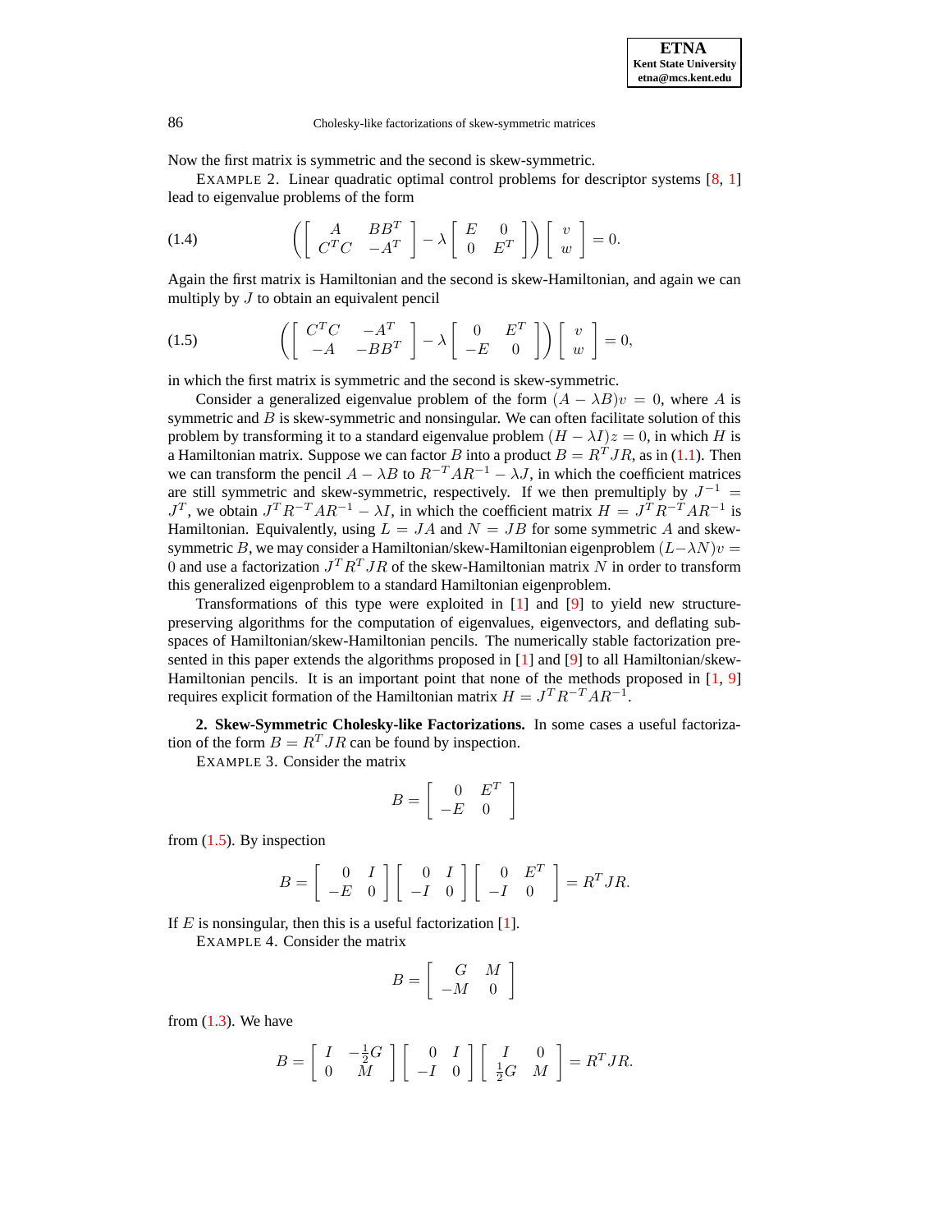Now the first matrix is symmetric and the second is skew-symmetric.

EXAMPLE 2. Linear quadratic optimal control problems for descriptor systems [8, 1] lead to eigenvalue problems of the form

$$\left( \begin{bmatrix} A & BB^T \\ C^TC & -A^T \end{bmatrix} - \lambda \begin{bmatrix} E & 0 \\ 0 & E^T \end{bmatrix} \right) \begin{bmatrix} v \\ w \end{bmatrix} = 0. \tag{1.4}$$

Again the first matrix is Hamiltonian and the second is skew-Hamiltonian, and again we can multiply by $J$ to obtain an equivalent pencil

$$\left( \begin{bmatrix} C^TC & -A^T \\ -A & -BB^T \end{bmatrix} - \lambda \begin{bmatrix} 0 & E^T \\ -E & 0 \end{bmatrix} \right) \begin{bmatrix} v \\ w \end{bmatrix} = 0, \tag{1.5}$$

in which the first matrix is symmetric and the second is skew-symmetric.

Consider a generalized eigenvalue problem of the form $(A - \lambda B)v = 0$, where $A$ is symmetric and $B$ is skew-symmetric and nonsingular. We can often facilitate solution of this problem by transforming it to a standard eigenvalue problem $(H - \lambda I)z = 0$, in which $H$ is a Hamiltonian matrix. Suppose we can factor $B$ into a product $B = R^TJR$, as in (1.1). Then we can transform the pencil $A - \lambda B$ to $R^{-T}AR^{-1} - \lambda J$, in which the coefficient matrices are still symmetric and skew-symmetric, respectively. If we then premultiply by $J^{-1} = J^T$, we obtain $J^TR^{-T}AR^{-1} - \lambda I$, in which the coefficient matrix $H = J^TR^{-T}AR^{-1}$ is Hamiltonian. Equivalently, using $L = JA$ and $N = JB$ for some symmetric $A$ and skew-symmetric $B$, we may consider a Hamiltonian/skew-Hamiltonian eigenproblem $(L - \lambda N)v = 0$ and use a factorization $J^TR^TJR$ of the skew-Hamiltonian matrix $N$ in order to transform this generalized eigenproblem to a standard Hamiltonian eigenproblem.

Transformations of this type were exploited in [1] and [9] to yield new structure-preserving algorithms for the computation of eigenvalues, eigenvectors, and deflating subspaces of Hamiltonian/skew-Hamiltonian pencils. The numerically stable factorization presented in this paper extends the algorithms proposed in [1] and [9] to all Hamiltonian/skew-Hamiltonian pencils. It is an important point that none of the methods proposed in [1, 9] requires explicit formation of the Hamiltonian matrix $H = J^TR^{-T}AR^{-1}$.

## 2. Skew-Symmetric Cholesky-like Factorizations.

In some cases a useful factorization of the form $B = R^TJR$ can be found by inspection.

EXAMPLE 3. Consider the matrix

$$B = \begin{bmatrix} 0 & E^T \\ -E & 0 \end{bmatrix}$$

from (1.5). By inspection

$$B = \begin{bmatrix} 0 & I \\ -E & 0 \end{bmatrix} \begin{bmatrix} 0 & I \\ -I & 0 \end{bmatrix} \begin{bmatrix} 0 & E^T \\ -I & 0 \end{bmatrix} = R^TJR.$$

If $E$ is nonsingular, then this is a useful factorization [1].

EXAMPLE 4. Consider the matrix

$$B = \begin{bmatrix} G & M \\ -M & 0 \end{bmatrix}$$

from (1.3). We have

$$B = \begin{bmatrix} I & -\frac{1}{2}G \\ 0 & M \end{bmatrix} \begin{bmatrix} 0 & I \\ -I & 0 \end{bmatrix} \begin{bmatrix} I & 0 \\ \frac{1}{2}G & M \end{bmatrix} = R^TJR.$$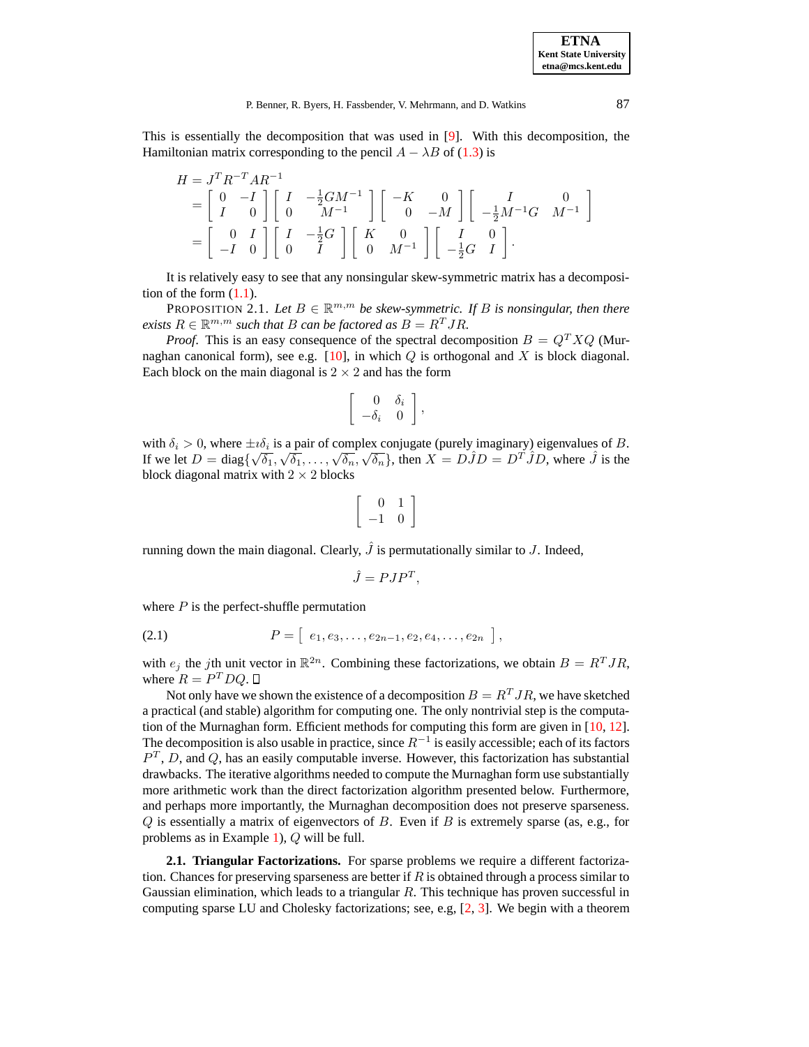This is essentially the decomposition that was used in [9]. With this decomposition, the Hamiltonian matrix corresponding to the pencil $A - \lambda B$ of (1.3) is

$$
\begin{aligned}
H &= J^T R^{-T} A R^{-1} \\
&= \begin{bmatrix} 0 & -I \\ I & 0 \end{bmatrix} \begin{bmatrix} I & -\frac{1}{2}GM^{-1} \\ 0 & M^{-1} \end{bmatrix} \begin{bmatrix} -K & 0 \\ 0 & -M \end{bmatrix} \begin{bmatrix} I & 0 \\ -\frac{1}{2}M^{-1}G & M^{-1} \end{bmatrix} \\
&= \begin{bmatrix} 0 & I \\ -I & 0 \end{bmatrix} \begin{bmatrix} I & -\frac{1}{2}G \\ 0 & I \end{bmatrix} \begin{bmatrix} K & 0 \\ 0 & M^{-1} \end{bmatrix} \begin{bmatrix} I & 0 \\ -\frac{1}{2}G & I \end{bmatrix}.
\end{aligned}
$$

It is relatively easy to see that any nonsingular skew-symmetric matrix has a decomposition of the form (1.1).

PROPOSITION 2.1. *Let $B \in \mathbb{R}^{m,m}$ be skew-symmetric. If $B$ is nonsingular, then there exists $R \in \mathbb{R}^{m,m}$ such that $B$ can be factored as $B = R^T J R$.*

*Proof.* This is an easy consequence of the spectral decomposition $B = Q^T X Q$ (Murnaghan canonical form), see e.g. [10], in which $Q$ is orthogonal and $X$ is block diagonal. Each block on the main diagonal is $2 \times 2$ and has the form

$$
\begin{bmatrix} 0 & \delta_i \\ -\delta_i & 0 \end{bmatrix},
$$

with $\delta_i > 0$, where $\pm\imath\delta_i$ is a pair of complex conjugate (purely imaginary) eigenvalues of $B$. If we let $D = \operatorname{diag}\{\sqrt{\delta_1}, \sqrt{\delta_1}, \ldots, \sqrt{\delta_n}, \sqrt{\delta_n}\}$, then $X = D\hat{J}D = D^T\hat{J}D$, where $\hat{J}$ is the block diagonal matrix with $2 \times 2$ blocks

$$
\begin{bmatrix} 0 & 1 \\ -1 & 0 \end{bmatrix}
$$

running down the main diagonal. Clearly, $\hat{J}$ is permutationally similar to $J$. Indeed,

$$
\hat{J} = PJP^T,
$$

where $P$ is the perfect-shuffle permutation

$$
P = \begin{bmatrix} e_1, e_3, \ldots, e_{2n-1}, e_2, e_4, \ldots, e_{2n} \end{bmatrix}, \tag{2.1}
$$

with $e_j$ the $j$th unit vector in $\mathbb{R}^{2n}$. Combining these factorizations, we obtain $B = R^T J R$, where $R = P^T D Q$. ◻

Not only have we shown the existence of a decomposition $B = R^T J R$, we have sketched a practical (and stable) algorithm for computing one. The only nontrivial step is the computation of the Murnaghan form. Efficient methods for computing this form are given in [10, 12]. The decomposition is also usable in practice, since $R^{-1}$ is easily accessible; each of its factors $P^T$, $D$, and $Q$, has an easily computable inverse. However, this factorization has substantial drawbacks. The iterative algorithms needed to compute the Murnaghan form use substantially more arithmetic work than the direct factorization algorithm presented below. Furthermore, and perhaps more importantly, the Murnaghan decomposition does not preserve sparseness. $Q$ is essentially a matrix of eigenvectors of $B$. Even if $B$ is extremely sparse (as, e.g., for problems as in Example 1), $Q$ will be full.

**2.1. Triangular Factorizations.** For sparse problems we require a different factorization. Chances for preserving sparseness are better if $R$ is obtained through a process similar to Gaussian elimination, which leads to a triangular $R$. This technique has proven successful in computing sparse LU and Cholesky factorizations; see, e.g, [2, 3]. We begin with a theorem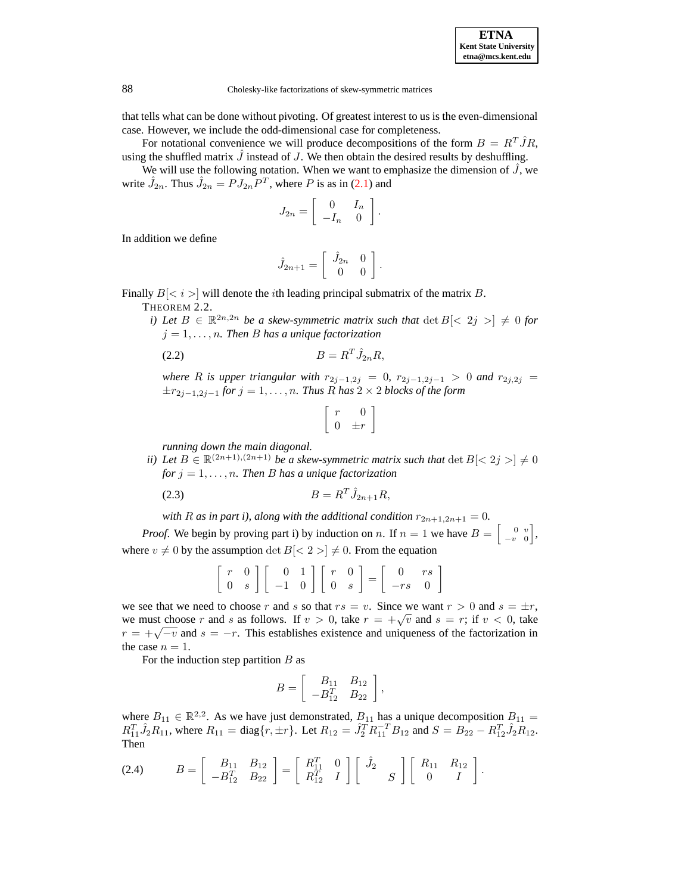that tells what can be done without pivoting. Of greatest interest to us is the even-dimensional case. However, we include the odd-dimensional case for completeness.

For notational convenience we will produce decompositions of the form $B = R^T \hat{J} R$, using the shuffled matrix $\hat{J}$ instead of $J$. We then obtain the desired results by deshuffling.

We will use the following notation. When we want to emphasize the dimension of $\hat{J}$, we write $\hat{J}_{2n}$. Thus $\hat{J}_{2n} = P J_{2n} P^T$, where $P$ is as in (2.1) and

$$J_{2n} = \begin{bmatrix} 0 & I_n \\ -I_n & 0 \end{bmatrix}.$$

In addition we define

$$\hat{J}_{2n+1} = \begin{bmatrix} \hat{J}_{2n} & 0 \\ 0 & 0 \end{bmatrix}.$$

Finally $B[< i >]$ will denote the $i$th leading principal submatrix of the matrix $B$.

THEOREM 2.2.

*i) Let $B \in \mathbb{R}^{2n,2n}$ be a skew-symmetric matrix such that $\det B[< 2j >] \neq 0$ for $j = 1, \ldots, n$. Then $B$ has a unique factorization*

$$B = R^T \hat{J}_{2n} R, \tag{2.2}$$

*where $R$ is upper triangular with $r_{2j-1,2j} = 0$, $r_{2j-1,2j-1} > 0$ and $r_{2j,2j} = \pm r_{2j-1,2j-1}$ for $j = 1, \ldots, n$. Thus $R$ has $2 \times 2$ blocks of the form*

$$\begin{bmatrix} r & 0 \\ 0 & \pm r \end{bmatrix}$$

*running down the main diagonal.*

*ii) Let $B \in \mathbb{R}^{(2n+1),(2n+1)}$ be a skew-symmetric matrix such that $\det B[< 2j >] \neq 0$ for $j = 1, \ldots, n$. Then $B$ has a unique factorization*

$$B = R^T \hat{J}_{2n+1} R, \tag{2.3}$$

*with $R$ as in part i), along with the additional condition $r_{2n+1,2n+1} = 0$.*

*Proof.* We begin by proving part i) by induction on $n$. If $n = 1$ we have $B = \begin{bmatrix} 0 & v \\ -v & 0 \end{bmatrix}$, where $v \neq 0$ by the assumption $\det B[< 2 >] \neq 0$. From the equation

$$\begin{bmatrix} r & 0 \\ 0 & s \end{bmatrix} \begin{bmatrix} 0 & 1 \\ -1 & 0 \end{bmatrix} \begin{bmatrix} r & 0 \\ 0 & s \end{bmatrix} = \begin{bmatrix} 0 & rs \\ -rs & 0 \end{bmatrix}$$

we see that we need to choose $r$ and $s$ so that $rs = v$. Since we want $r > 0$ and $s = \pm r$, we must choose $r$ and $s$ as follows. If $v > 0$, take $r = +\sqrt{v}$ and $s = r$; if $v < 0$, take $r = +\sqrt{-v}$ and $s = -r$. This establishes existence and uniqueness of the factorization in the case $n = 1$.

For the induction step partition $B$ as

$$B = \begin{bmatrix} B_{11} & B_{12} \\ -B_{12}^T & B_{22} \end{bmatrix},$$

where $B_{11} \in \mathbb{R}^{2,2}$. As we have just demonstrated, $B_{11}$ has a unique decomposition $B_{11} = R_{11}^T \hat{J}_2 R_{11}$, where $R_{11} = \mathrm{diag}\{r, \pm r\}$. Let $R_{12} = \hat{J}_2^T R_{11}^{-T} B_{12}$ and $S = B_{22} - R_{12}^T \hat{J}_2 R_{12}$. Then

$$B = \begin{bmatrix} B_{11} & B_{12} \\ -B_{12}^T & B_{22} \end{bmatrix} = \begin{bmatrix} R_{11}^T & 0 \\ R_{12}^T & I \end{bmatrix} \begin{bmatrix} \hat{J}_2 & \\ & S \end{bmatrix} \begin{bmatrix} R_{11} & R_{12} \\ 0 & I \end{bmatrix}. \tag{2.4}$$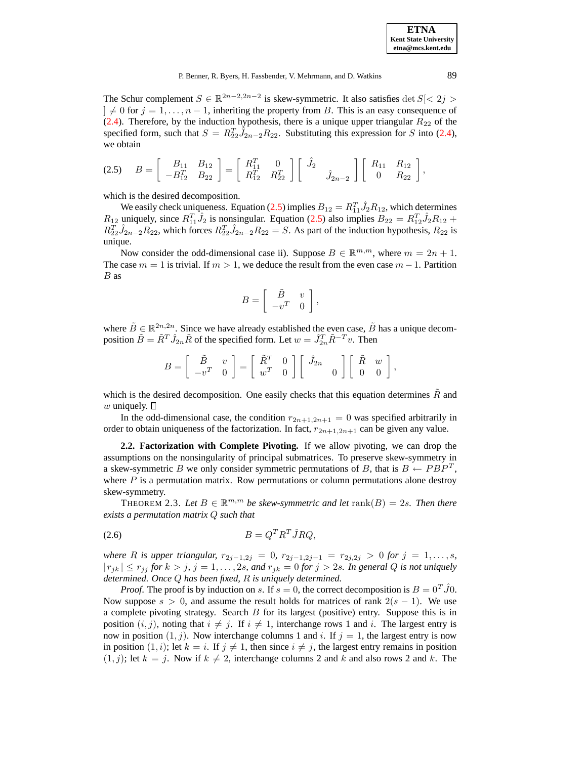The Schur complement $S \in \mathbb{R}^{2n-2,2n-2}$ is skew-symmetric. It also satisfies $\det S[<2j>] \neq 0$ for $j = 1, \ldots, n-1$, inheriting the property from $B$. This is an easy consequence of (2.4). Therefore, by the induction hypothesis, there is a unique upper triangular $R_{22}$ of the specified form, such that $S = R_{22}^T \hat{J}_{2n-2} R_{22}$. Substituting this expression for $S$ into (2.4), we obtain

$$
B = \begin{bmatrix} B_{11} & B_{12} \\ -B_{12}^T & B_{22} \end{bmatrix} = \begin{bmatrix} R_{11}^T & 0 \\ R_{12}^T & R_{22}^T \end{bmatrix} \begin{bmatrix} \hat{J}_2 & \\ & \hat{J}_{2n-2} \end{bmatrix} \begin{bmatrix} R_{11} & R_{12} \\ 0 & R_{22} \end{bmatrix}, \tag{2.5}
$$

which is the desired decomposition.

We easily check uniqueness. Equation (2.5) implies $B_{12} = R_{11}^T \hat{J}_2 R_{12}$, which determines $R_{12}$ uniquely, since $R_{11}^T \hat{J}_2$ is nonsingular. Equation (2.5) also implies $B_{22} = R_{12}^T \hat{J}_2 R_{12} + R_{22}^T \hat{J}_{2n-2} R_{22}$, which forces $R_{22}^T \hat{J}_{2n-2} R_{22} = S$. As part of the induction hypothesis, $R_{22}$ is unique.

Now consider the odd-dimensional case ii). Suppose $B \in \mathbb{R}^{m,m}$, where $m = 2n+1$. The case $m = 1$ is trivial. If $m > 1$, we deduce the result from the even case $m-1$. Partition $B$ as

$$
B = \begin{bmatrix} \tilde{B} & v \\ -v^T & 0 \end{bmatrix},
$$

where $\tilde{B} \in \mathbb{R}^{2n,2n}$. Since we have already established the even case, $\tilde{B}$ has a unique decomposition $\tilde{B} = \tilde{R}^T \hat{J}_{2n} \tilde{R}$ of the specified form. Let $w = \hat{J}_{2n}^T \tilde{R}^{-T} v$. Then

$$
B = \begin{bmatrix} \tilde{B} & v \\ -v^T & 0 \end{bmatrix} = \begin{bmatrix} \tilde{R}^T & 0 \\ w^T & 0 \end{bmatrix} \begin{bmatrix} \hat{J}_{2n} & \\ & 0 \end{bmatrix} \begin{bmatrix} \tilde{R} & w \\ 0 & 0 \end{bmatrix},
$$

which is the desired decomposition. One easily checks that this equation determines $\tilde{R}$ and $w$ uniquely. □

In the odd-dimensional case, the condition $r_{2n+1,2n+1} = 0$ was specified arbitrarily in order to obtain uniqueness of the factorization. In fact, $r_{2n+1,2n+1}$ can be given any value.

**2.2. Factorization with Complete Pivoting.** If we allow pivoting, we can drop the assumptions on the nonsingularity of principal submatrices. To preserve skew-symmetry in a skew-symmetric $B$ we only consider symmetric permutations of $B$, that is $B \leftarrow PBP^T$, where $P$ is a permutation matrix. Row permutations or column permutations alone destroy skew-symmetry.

THEOREM 2.3. *Let $B \in \mathbb{R}^{m,m}$ be skew-symmetric and let $\operatorname{rank}(B) = 2s$. Then there exists a permutation matrix $Q$ such that*

$$
B = Q^T R^T \hat{J} R Q, \tag{2.6}
$$

*where $R$ is upper triangular, $r_{2j-1,2j} = 0$, $r_{2j-1,2j-1} = r_{2j,2j} > 0$ for $j = 1, \ldots, s$, $|r_{jk}| \leq r_{jj}$ for $k > j$, $j = 1, \ldots, 2s$, and $r_{jk} = 0$ for $j > 2s$. In general $Q$ is not uniquely determined. Once $Q$ has been fixed, $R$ is uniquely determined.*

*Proof.* The proof is by induction on $s$. If $s = 0$, the correct decomposition is $B = 0^T \hat{J} 0$. Now suppose $s > 0$, and assume the result holds for matrices of rank $2(s-1)$. We use a complete pivoting strategy. Search $B$ for its largest (positive) entry. Suppose this is in position $(i,j)$, noting that $i \neq j$. If $i \neq 1$, interchange rows 1 and $i$. The largest entry is now in position $(1,j)$. Now interchange columns 1 and $i$. If $j = 1$, the largest entry is now in position $(1,i)$; let $k = i$. If $j \neq 1$, then since $i \neq j$, the largest entry remains in position $(1,j)$; let $k = j$. Now if $k \neq 2$, interchange columns 2 and $k$ and also rows 2 and $k$. The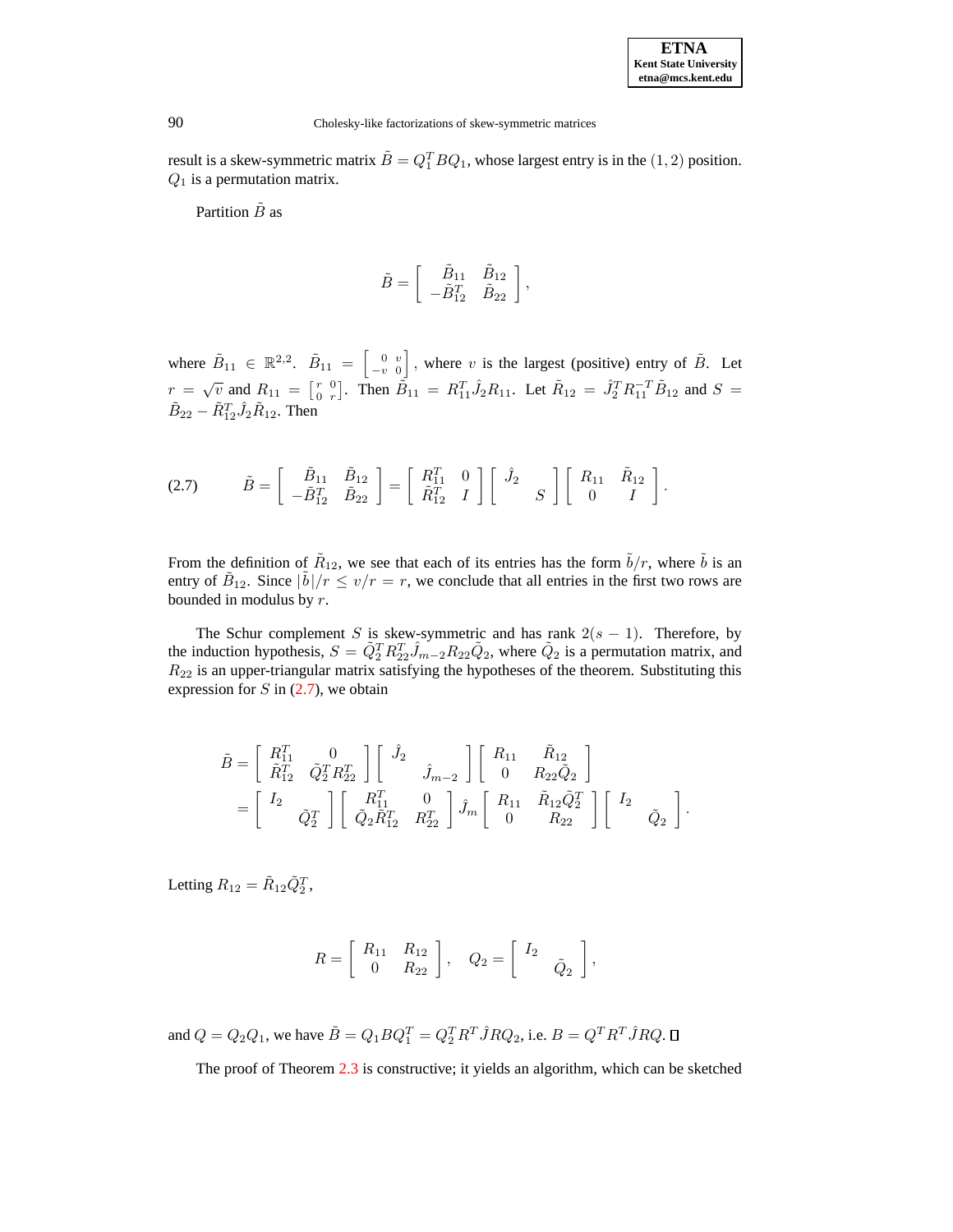result is a skew-symmetric matrix $\tilde{B} = Q_1^T B Q_1$, whose largest entry is in the $(1, 2)$ position. $Q_1$ is a permutation matrix.

Partition $\tilde{B}$ as

$$\tilde{B} = \begin{bmatrix} \tilde{B}_{11} & \tilde{B}_{12} \\ -\tilde{B}_{12}^T & \tilde{B}_{22} \end{bmatrix},$$

where $\tilde{B}_{11} \in \mathbb{R}^{2,2}$. $\tilde{B}_{11} = \left[\begin{smallmatrix} 0 & v \\ -v & 0 \end{smallmatrix}\right]$, where $v$ is the largest (positive) entry of $\tilde{B}$. Let $r = \sqrt{v}$ and $R_{11} = \left[\begin{smallmatrix} r & 0 \\ 0 & r \end{smallmatrix}\right]$. Then $\tilde{B}_{11} = R_{11}^T \hat{J}_2 R_{11}$. Let $\tilde{R}_{12} = \hat{J}_2^T R_{11}^{-T} \tilde{B}_{12}$ and $S = \tilde{B}_{22} - \tilde{R}_{12}^T \hat{J}_2 \tilde{R}_{12}$. Then

$$\tilde{B} = \begin{bmatrix} \tilde{B}_{11} & \tilde{B}_{12} \\ -\tilde{B}_{12}^T & \tilde{B}_{22} \end{bmatrix} = \begin{bmatrix} R_{11}^T & 0 \\ \tilde{R}_{12}^T & I \end{bmatrix} \begin{bmatrix} \hat{J}_2 & \\ & S \end{bmatrix} \begin{bmatrix} R_{11} & \tilde{R}_{12} \\ 0 & I \end{bmatrix}. \tag{2.7}$$

From the definition of $\tilde{R}_{12}$, we see that each of its entries has the form $\tilde{b}/r$, where $\tilde{b}$ is an entry of $\tilde{B}_{12}$. Since $|\tilde{b}|/r \le v/r = r$, we conclude that all entries in the first two rows are bounded in modulus by $r$.

The Schur complement $S$ is skew-symmetric and has rank $2(s-1)$. Therefore, by the induction hypothesis, $S = \tilde{Q}_2^T R_{22}^T \hat{J}_{m-2} R_{22} \tilde{Q}_2$, where $\tilde{Q}_2$ is a permutation matrix, and $R_{22}$ is an upper-triangular matrix satisfying the hypotheses of the theorem. Substituting this expression for $S$ in (2.7), we obtain

$$\begin{aligned} \tilde{B} &= \begin{bmatrix} R_{11}^T & 0 \\ \tilde{R}_{12}^T & \tilde{Q}_2^T R_{22}^T \end{bmatrix} \begin{bmatrix} \hat{J}_2 & \\ & \hat{J}_{m-2} \end{bmatrix} \begin{bmatrix} R_{11} & \tilde{R}_{12} \\ 0 & R_{22} \tilde{Q}_2 \end{bmatrix} \\ &= \begin{bmatrix} I_2 & \\ & \tilde{Q}_2^T \end{bmatrix} \begin{bmatrix} R_{11}^T & 0 \\ \tilde{Q}_2 \tilde{R}_{12}^T & R_{22}^T \end{bmatrix} \hat{J}_m \begin{bmatrix} R_{11} & \tilde{R}_{12} \tilde{Q}_2^T \\ 0 & R_{22} \end{bmatrix} \begin{bmatrix} I_2 & \\ & \tilde{Q}_2 \end{bmatrix}. \end{aligned}$$

Letting $R_{12} = \tilde{R}_{12} \tilde{Q}_2^T$,

$$R = \begin{bmatrix} R_{11} & R_{12} \\ 0 & R_{22} \end{bmatrix}, \quad Q_2 = \begin{bmatrix} I_2 & \\ & \tilde{Q}_2 \end{bmatrix},$$

and $Q = Q_2 Q_1$, we have $\tilde{B} = Q_1 B Q_1^T = Q_2^T R^T \hat{J} R Q_2$, i.e. $B = Q^T R^T \hat{J} R Q$. ☐

The proof of Theorem 2.3 is constructive; it yields an algorithm, which can be sketched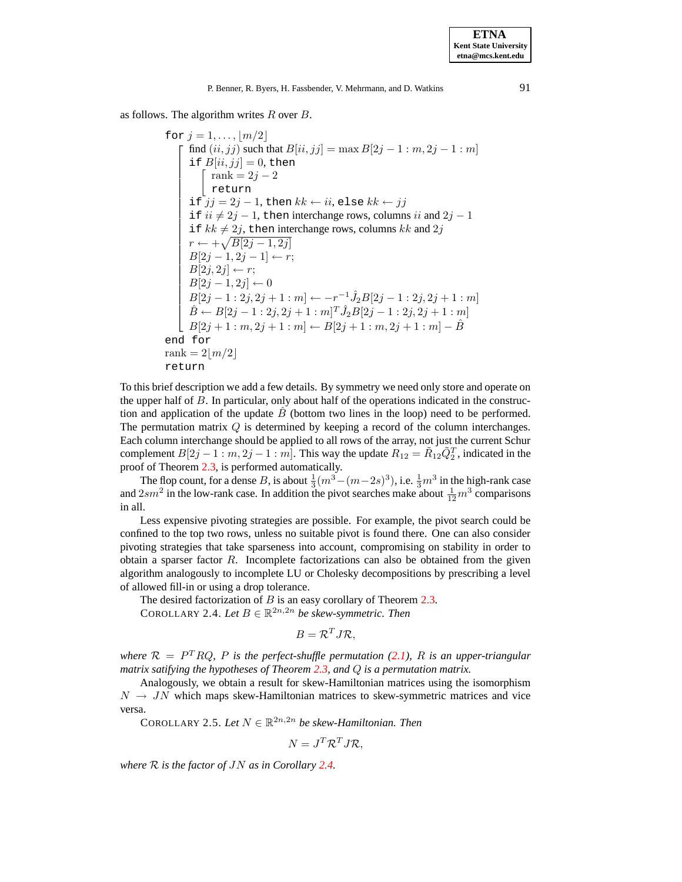as follows. The algorithm writes $R$ over $B$.

```
for j = 1, ..., ⌊m/2⌋
    find (ii, jj) such that B[ii, jj] = max B[2j − 1 : m, 2j − 1 : m]
    if B[ii, jj] = 0, then
        rank = 2j − 2
        return
    if jj = 2j − 1, then kk ← ii, else kk ← jj
    if ii ≠ 2j − 1, then interchange rows, columns ii and 2j − 1
    if kk ≠ 2j, then interchange rows, columns kk and 2j
    r ← +√B[2j − 1, 2j]
    B[2j − 1, 2j − 1] ← r;
    B[2j, 2j] ← r;
    B[2j − 1, 2j] ← 0
    B[2j − 1 : 2j, 2j + 1 : m] ← −r^{−1} Ĵ_2 B[2j − 1 : 2j, 2j + 1 : m]
    B̂ ← B[2j − 1 : 2j, 2j + 1 : m]^T Ĵ_2 B[2j − 1 : 2j, 2j + 1 : m]
    B[2j + 1 : m, 2j + 1 : m] ← B[2j + 1 : m, 2j + 1 : m] − B̂
end for
rank = 2⌊m/2⌋
return
```

To this brief description we add a few details. By symmetry we need only store and operate on the upper half of $B$. In particular, only about half of the operations indicated in the construction and application of the update $\hat{B}$ (bottom two lines in the loop) need to be performed. The permutation matrix $Q$ is determined by keeping a record of the column interchanges. Each column interchange should be applied to all rows of the array, not just the current Schur complement $B[2j-1:m, 2j-1:m]$. This way the update $R_{12} = \tilde{R}_{12}\tilde{Q}_2^T$, indicated in the proof of Theorem 2.3, is performed automatically.

The flop count, for a dense $B$, is about $\frac{1}{3}(m^3-(m-2s)^3)$, i.e. $\frac{1}{3}m^3$ in the high-rank case and $2sm^2$ in the low-rank case. In addition the pivot searches make about $\frac{1}{12}m^3$ comparisons in all.

Less expensive pivoting strategies are possible. For example, the pivot search could be confined to the top two rows, unless no suitable pivot is found there. One can also consider pivoting strategies that take sparseness into account, compromising on stability in order to obtain a sparser factor $R$. Incomplete factorizations can also be obtained from the given algorithm analogously to incomplete LU or Cholesky decompositions by prescribing a level of allowed fill-in or using a drop tolerance.

The desired factorization of $B$ is an easy corollary of Theorem 2.3.

COROLLARY 2.4. *Let $B \in \mathbb{R}^{2n,2n}$ be skew-symmetric. Then*

$$B = \mathcal{R}^T J \mathcal{R},$$

*where $\mathcal{R} = P^T R Q$, $P$ is the perfect-shuffle permutation (2.1), $R$ is an upper-triangular matrix satisfying the hypotheses of Theorem 2.3, and $Q$ is a permutation matrix.*

Analogously, we obtain a result for skew-Hamiltonian matrices using the isomorphism $N \to JN$ which maps skew-Hamiltonian matrices to skew-symmetric matrices and vice versa.

COROLLARY 2.5. *Let $N \in \mathbb{R}^{2n,2n}$ be skew-Hamiltonian. Then*

$$N = J^T \mathcal{R}^T J \mathcal{R},$$

*where $\mathcal{R}$ is the factor of $JN$ as in Corollary 2.4.*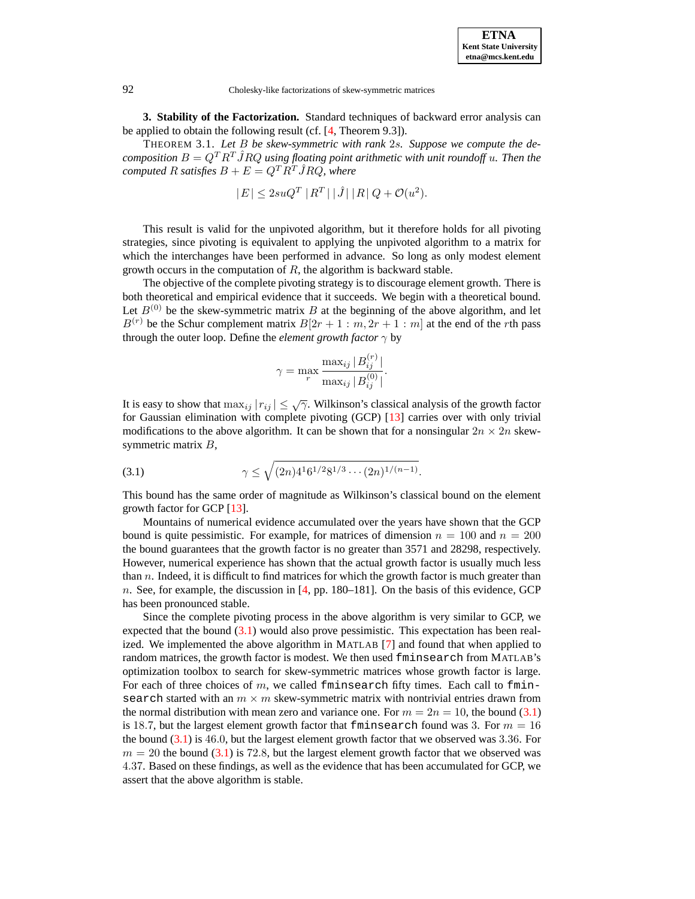## 3. Stability of the Factorization.

Standard techniques of backward error analysis can be applied to obtain the following result (cf. [4, Theorem 9.3]).

THEOREM 3.1. *Let $B$ be skew-symmetric with rank $2s$. Suppose we compute the decomposition $B = Q^T R^T \hat{J} R Q$ using floating point arithmetic with unit roundoff $u$. Then the computed $R$ satisfies $B + E = Q^T R^T \hat{J} R Q$, where*

$$|E| \leq 2su Q^T \, |R^T| \, |\hat{J}| \, |R| \, Q + \mathcal{O}(u^2).$$

This result is valid for the unpivoted algorithm, but it therefore holds for all pivoting strategies, since pivoting is equivalent to applying the unpivoted algorithm to a matrix for which the interchanges have been performed in advance. So long as only modest element growth occurs in the computation of $R$, the algorithm is backward stable.

The objective of the complete pivoting strategy is to discourage element growth. There is both theoretical and empirical evidence that it succeeds. We begin with a theoretical bound. Let $B^{(0)}$ be the skew-symmetric matrix $B$ at the beginning of the above algorithm, and let $B^{(r)}$ be the Schur complement matrix $B[2r+1:m, 2r+1:m]$ at the end of the $r$th pass through the outer loop. Define the *element growth factor* $\gamma$ by

$$\gamma = \max_r \frac{\max_{ij} |B_{ij}^{(r)}|}{\max_{ij} |B_{ij}^{(0)}|}.$$

It is easy to show that $\max_{ij} |r_{ij}| \leq \sqrt{\gamma}$. Wilkinson's classical analysis of the growth factor for Gaussian elimination with complete pivoting (GCP) [13] carries over with only trivial modifications to the above algorithm. It can be shown that for a nonsingular $2n \times 2n$ skew-symmetric matrix $B$,

$$\gamma \leq \sqrt{(2n) 4^1 6^{1/2} 8^{1/3} \cdots (2n)^{1/(n-1)}}. \tag{3.1}$$

This bound has the same order of magnitude as Wilkinson's classical bound on the element growth factor for GCP [13].

Mountains of numerical evidence accumulated over the years have shown that the GCP bound is quite pessimistic. For example, for matrices of dimension $n = 100$ and $n = 200$ the bound guarantees that the growth factor is no greater than 3571 and 28298, respectively. However, numerical experience has shown that the actual growth factor is usually much less than $n$. Indeed, it is difficult to find matrices for which the growth factor is much greater than $n$. See, for example, the discussion in [4, pp. 180–181]. On the basis of this evidence, GCP has been pronounced stable.

Since the complete pivoting process in the above algorithm is very similar to GCP, we expected that the bound (3.1) would also prove pessimistic. This expectation has been realized. We implemented the above algorithm in MATLAB [7] and found that when applied to random matrices, the growth factor is modest. We then used `fminsearch` from MATLAB's optimization toolbox to search for skew-symmetric matrices whose growth factor is large. For each of three choices of $m$, we called `fminsearch` fifty times. Each call to `fminsearch` started with an $m \times m$ skew-symmetric matrix with nontrivial entries drawn from the normal distribution with mean zero and variance one. For $m = 2n = 10$, the bound (3.1) is $18.7$, but the largest element growth factor that `fminsearch` found was $3$. For $m = 16$ the bound (3.1) is $46.0$, but the largest element growth factor that we observed was $3.36$. For $m = 20$ the bound (3.1) is $72.8$, but the largest element growth factor that we observed was $4.37$. Based on these findings, as well as the evidence that has been accumulated for GCP, we assert that the above algorithm is stable.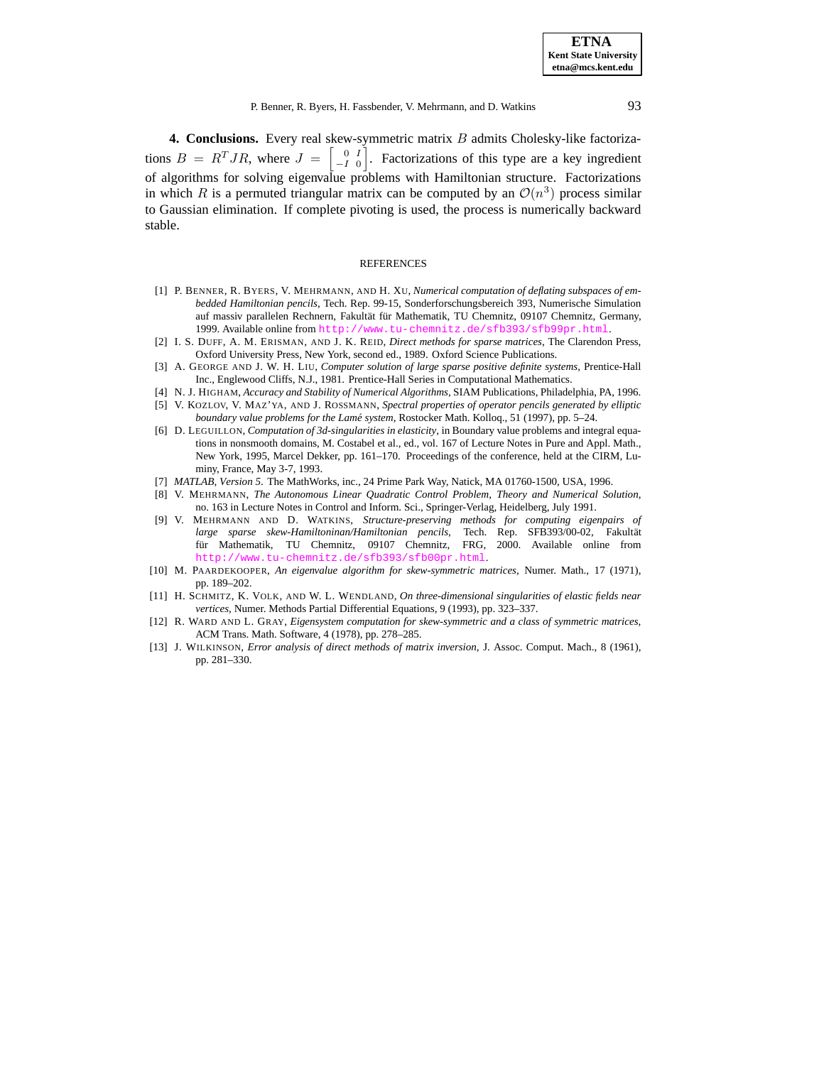**4. Conclusions.** Every real skew-symmetric matrix $B$ admits Cholesky-like factorizations $B = R^T J R$, where $J = \begin{bmatrix} 0 & I \\ -I & 0 \end{bmatrix}$. Factorizations of this type are a key ingredient of algorithms for solving eigenvalue problems with Hamiltonian structure. Factorizations in which $R$ is a permuted triangular matrix can be computed by an $\mathcal{O}(n^3)$ process similar to Gaussian elimination. If complete pivoting is used, the process is numerically backward stable.

## REFERENCES

[1] P. Benner, R. Byers, V. Mehrmann, and H. Xu, *Numerical computation of deflating subspaces of embedded Hamiltonian pencils*, Tech. Rep. 99-15, Sonderforschungsbereich 393, Numerische Simulation auf massiv parallelen Rechnern, Fakultät für Mathematik, TU Chemnitz, 09107 Chemnitz, Germany, 1999. Available online from http://www.tu-chemnitz.de/sfb393/sfb99pr.html.

[2] I. S. Duff, A. M. Erisman, and J. K. Reid, *Direct methods for sparse matrices*, The Clarendon Press, Oxford University Press, New York, second ed., 1989. Oxford Science Publications.

[3] A. George and J. W. H. Liu, *Computer solution of large sparse positive definite systems*, Prentice-Hall Inc., Englewood Cliffs, N.J., 1981. Prentice-Hall Series in Computational Mathematics.

[4] N. J. Higham, *Accuracy and Stability of Numerical Algorithms*, SIAM Publications, Philadelphia, PA, 1996.

[5] V. Kozlov, V. Maz'ya, and J. Rossmann, *Spectral properties of operator pencils generated by elliptic boundary value problems for the Lamé system*, Rostocker Math. Kolloq., 51 (1997), pp. 5–24.

[6] D. Leguillon, *Computation of 3d-singularities in elasticity*, in Boundary value problems and integral equations in nonsmooth domains, M. Costabel et al., ed., vol. 167 of Lecture Notes in Pure and Appl. Math., New York, 1995, Marcel Dekker, pp. 161–170. Proceedings of the conference, held at the CIRM, Luminy, France, May 3-7, 1993.

[7] *MATLAB, Version 5*. The MathWorks, inc., 24 Prime Park Way, Natick, MA 01760-1500, USA, 1996.

[8] V. Mehrmann, *The Autonomous Linear Quadratic Control Problem, Theory and Numerical Solution*, no. 163 in Lecture Notes in Control and Inform. Sci., Springer-Verlag, Heidelberg, July 1991.

[9] V. Mehrmann and D. Watkins, *Structure-preserving methods for computing eigenpairs of large sparse skew-Hamiltoninan/Hamiltonian pencils*, Tech. Rep. SFB393/00-02, Fakultät für Mathematik, TU Chemnitz, 09107 Chemnitz, FRG, 2000. Available online from http://www.tu-chemnitz.de/sfb393/sfb00pr.html.

[10] M. Paardekooper, *An eigenvalue algorithm for skew-symmetric matrices*, Numer. Math., 17 (1971), pp. 189–202.

[11] H. Schmitz, K. Volk, and W. L. Wendland, *On three-dimensional singularities of elastic fields near vertices*, Numer. Methods Partial Differential Equations, 9 (1993), pp. 323–337.

[12] R. Ward and L. Gray, *Eigensystem computation for skew-symmetric and a class of symmetric matrices*, ACM Trans. Math. Software, 4 (1978), pp. 278–285.

[13] J. Wilkinson, *Error analysis of direct methods of matrix inversion*, J. Assoc. Comput. Mach., 8 (1961), pp. 281–330.